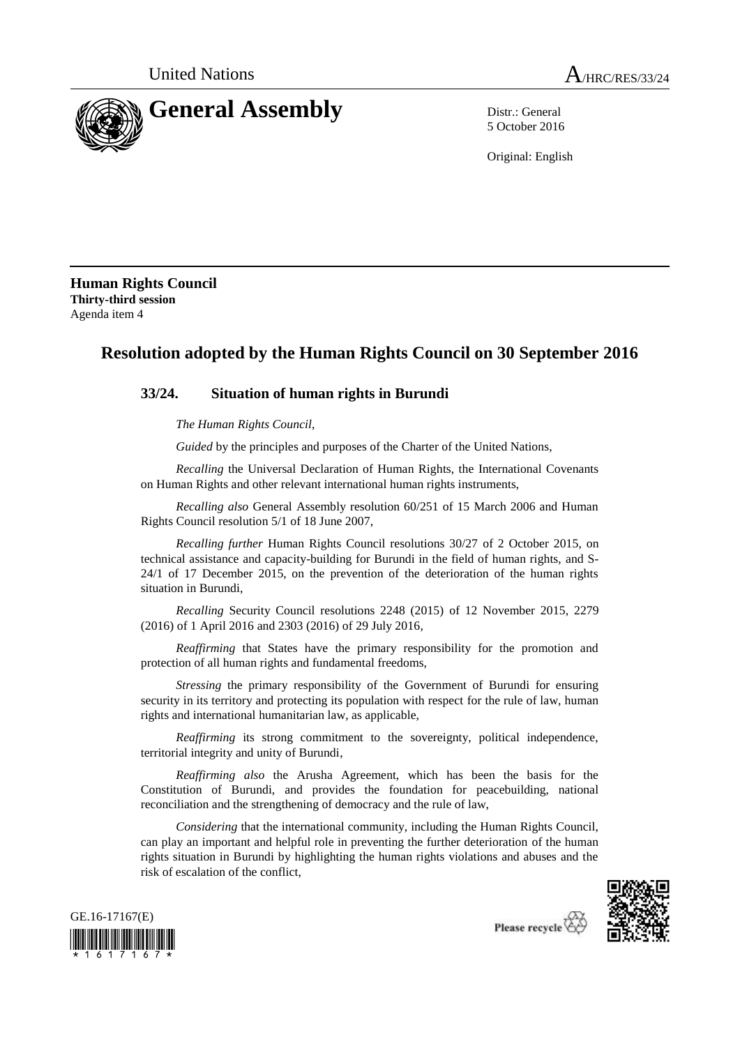United Nations

A/HRC/RES/33/24

# General Assembly

Distr.: General
5 October 2016

Original: English

**Human Rights Council**
**Thirty-third session**
Agenda item 4

## Resolution adopted by the Human Rights Council on 30 September 2016

### 33/24. Situation of human rights in Burundi

*The Human Rights Council*,

*Guided* by the principles and purposes of the Charter of the United Nations,

*Recalling* the Universal Declaration of Human Rights, the International Covenants on Human Rights and other relevant international human rights instruments,

*Recalling also* General Assembly resolution 60/251 of 15 March 2006 and Human Rights Council resolution 5/1 of 18 June 2007,

*Recalling further* Human Rights Council resolutions 30/27 of 2 October 2015, on technical assistance and capacity-building for Burundi in the field of human rights, and S-24/1 of 17 December 2015, on the prevention of the deterioration of the human rights situation in Burundi,

*Recalling* Security Council resolutions 2248 (2015) of 12 November 2015, 2279 (2016) of 1 April 2016 and 2303 (2016) of 29 July 2016,

*Reaffirming* that States have the primary responsibility for the promotion and protection of all human rights and fundamental freedoms,

*Stressing* the primary responsibility of the Government of Burundi for ensuring security in its territory and protecting its population with respect for the rule of law, human rights and international humanitarian law, as applicable,

*Reaffirming* its strong commitment to the sovereignty, political independence, territorial integrity and unity of Burundi,

*Reaffirming also* the Arusha Agreement, which has been the basis for the Constitution of Burundi, and provides the foundation for peacebuilding, national reconciliation and the strengthening of democracy and the rule of law,

*Considering* that the international community, including the Human Rights Council, can play an important and helpful role in preventing the further deterioration of the human rights situation in Burundi by highlighting the human rights violations and abuses and the risk of escalation of the conflict,

GE.16-17167(E)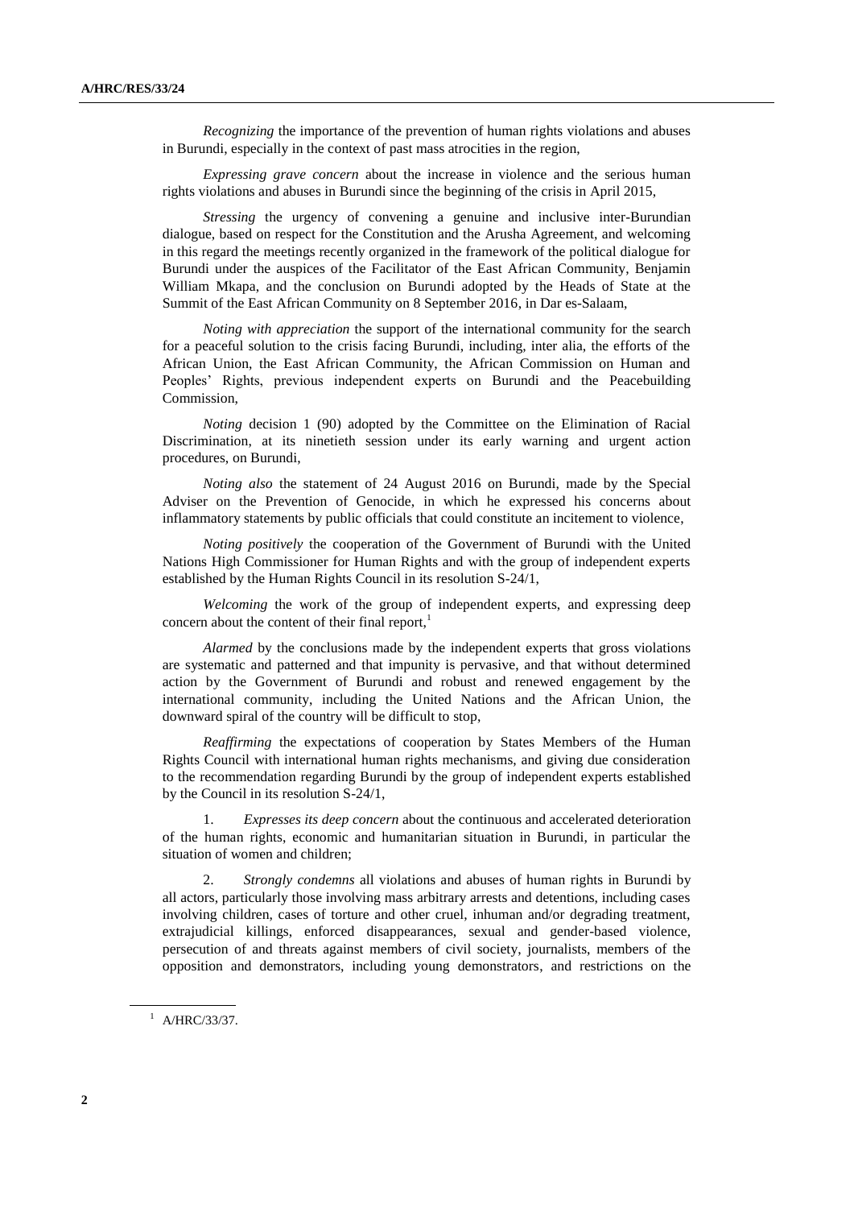*Recognizing* the importance of the prevention of human rights violations and abuses in Burundi, especially in the context of past mass atrocities in the region,

*Expressing grave concern* about the increase in violence and the serious human rights violations and abuses in Burundi since the beginning of the crisis in April 2015,

*Stressing* the urgency of convening a genuine and inclusive inter-Burundian dialogue, based on respect for the Constitution and the Arusha Agreement, and welcoming in this regard the meetings recently organized in the framework of the political dialogue for Burundi under the auspices of the Facilitator of the East African Community, Benjamin William Mkapa, and the conclusion on Burundi adopted by the Heads of State at the Summit of the East African Community on 8 September 2016, in Dar es-Salaam,

*Noting with appreciation* the support of the international community for the search for a peaceful solution to the crisis facing Burundi, including, inter alia, the efforts of the African Union, the East African Community, the African Commission on Human and Peoples' Rights, previous independent experts on Burundi and the Peacebuilding Commission,

*Noting* decision 1 (90) adopted by the Committee on the Elimination of Racial Discrimination, at its ninetieth session under its early warning and urgent action procedures, on Burundi,

*Noting also* the statement of 24 August 2016 on Burundi, made by the Special Adviser on the Prevention of Genocide, in which he expressed his concerns about inflammatory statements by public officials that could constitute an incitement to violence,

*Noting positively* the cooperation of the Government of Burundi with the United Nations High Commissioner for Human Rights and with the group of independent experts established by the Human Rights Council in its resolution S-24/1,

*Welcoming* the work of the group of independent experts, and expressing deep concern about the content of their final report,[1]

*Alarmed* by the conclusions made by the independent experts that gross violations are systematic and patterned and that impunity is pervasive, and that without determined action by the Government of Burundi and robust and renewed engagement by the international community, including the United Nations and the African Union, the downward spiral of the country will be difficult to stop,

*Reaffirming* the expectations of cooperation by States Members of the Human Rights Council with international human rights mechanisms, and giving due consideration to the recommendation regarding Burundi by the group of independent experts established by the Council in its resolution S-24/1,

1. *Expresses its deep concern* about the continuous and accelerated deterioration of the human rights, economic and humanitarian situation in Burundi, in particular the situation of women and children;

2. *Strongly condemns* all violations and abuses of human rights in Burundi by all actors, particularly those involving mass arbitrary arrests and detentions, including cases involving children, cases of torture and other cruel, inhuman and/or degrading treatment, extrajudicial killings, enforced disappearances, sexual and gender-based violence, persecution of and threats against members of civil society, journalists, members of the opposition and demonstrators, including young demonstrators, and restrictions on the

[1] A/HRC/33/37.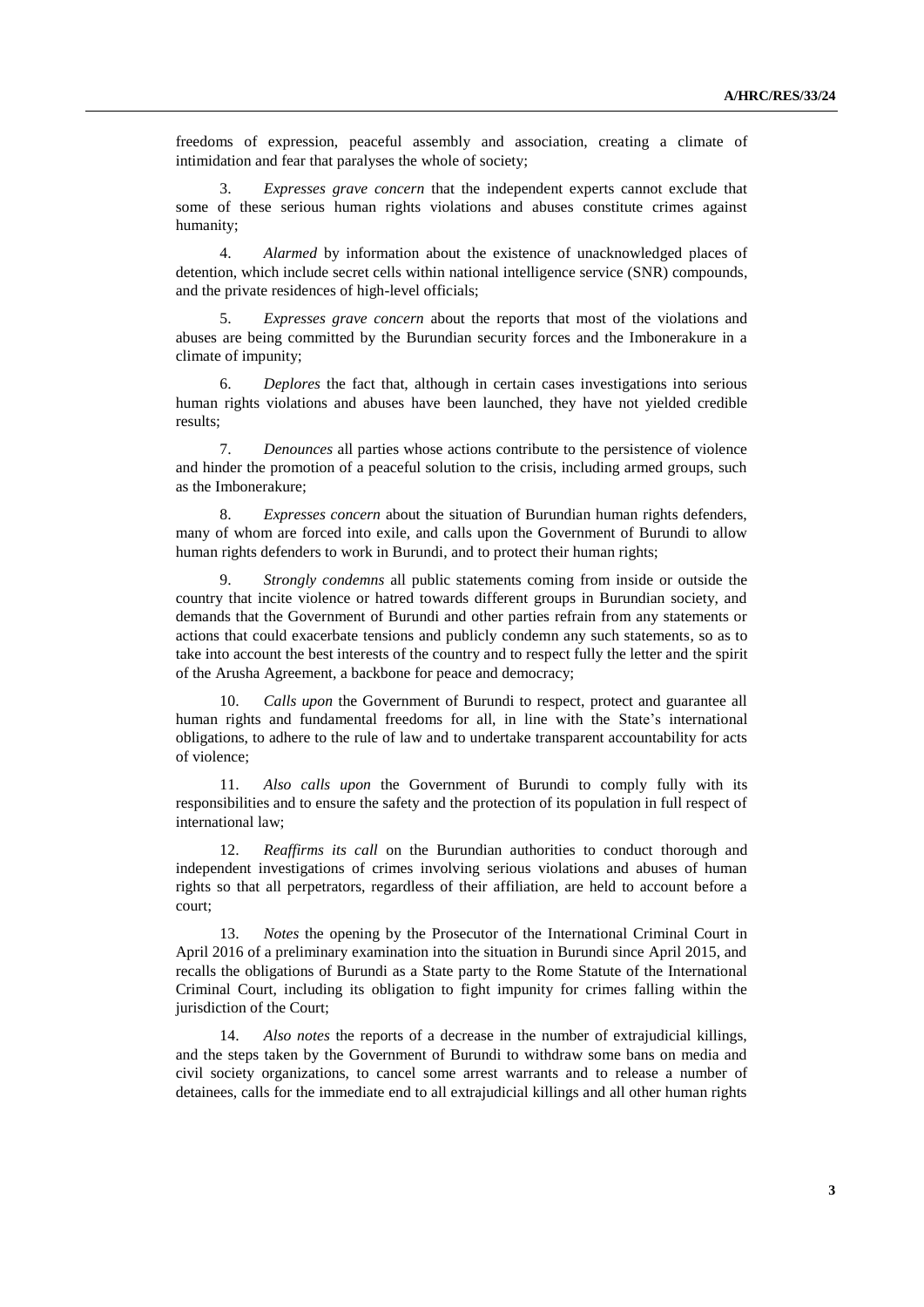freedoms of expression, peaceful assembly and association, creating a climate of intimidation and fear that paralyses the whole of society;

3. *Expresses grave concern* that the independent experts cannot exclude that some of these serious human rights violations and abuses constitute crimes against humanity;

4. *Alarmed* by information about the existence of unacknowledged places of detention, which include secret cells within national intelligence service (SNR) compounds, and the private residences of high-level officials;

5. *Expresses grave concern* about the reports that most of the violations and abuses are being committed by the Burundian security forces and the Imbonerakure in a climate of impunity;

6. *Deplores* the fact that, although in certain cases investigations into serious human rights violations and abuses have been launched, they have not yielded credible results;

7. *Denounces* all parties whose actions contribute to the persistence of violence and hinder the promotion of a peaceful solution to the crisis, including armed groups, such as the Imbonerakure;

8. *Expresses concern* about the situation of Burundian human rights defenders, many of whom are forced into exile, and calls upon the Government of Burundi to allow human rights defenders to work in Burundi, and to protect their human rights;

9. *Strongly condemns* all public statements coming from inside or outside the country that incite violence or hatred towards different groups in Burundian society, and demands that the Government of Burundi and other parties refrain from any statements or actions that could exacerbate tensions and publicly condemn any such statements, so as to take into account the best interests of the country and to respect fully the letter and the spirit of the Arusha Agreement, a backbone for peace and democracy;

10. *Calls upon* the Government of Burundi to respect, protect and guarantee all human rights and fundamental freedoms for all, in line with the State's international obligations, to adhere to the rule of law and to undertake transparent accountability for acts of violence;

11. *Also calls upon* the Government of Burundi to comply fully with its responsibilities and to ensure the safety and the protection of its population in full respect of international law;

12. *Reaffirms its call* on the Burundian authorities to conduct thorough and independent investigations of crimes involving serious violations and abuses of human rights so that all perpetrators, regardless of their affiliation, are held to account before a court;

13. *Notes* the opening by the Prosecutor of the International Criminal Court in April 2016 of a preliminary examination into the situation in Burundi since April 2015, and recalls the obligations of Burundi as a State party to the Rome Statute of the International Criminal Court, including its obligation to fight impunity for crimes falling within the jurisdiction of the Court;

14. *Also notes* the reports of a decrease in the number of extrajudicial killings, and the steps taken by the Government of Burundi to withdraw some bans on media and civil society organizations, to cancel some arrest warrants and to release a number of detainees, calls for the immediate end to all extrajudicial killings and all other human rights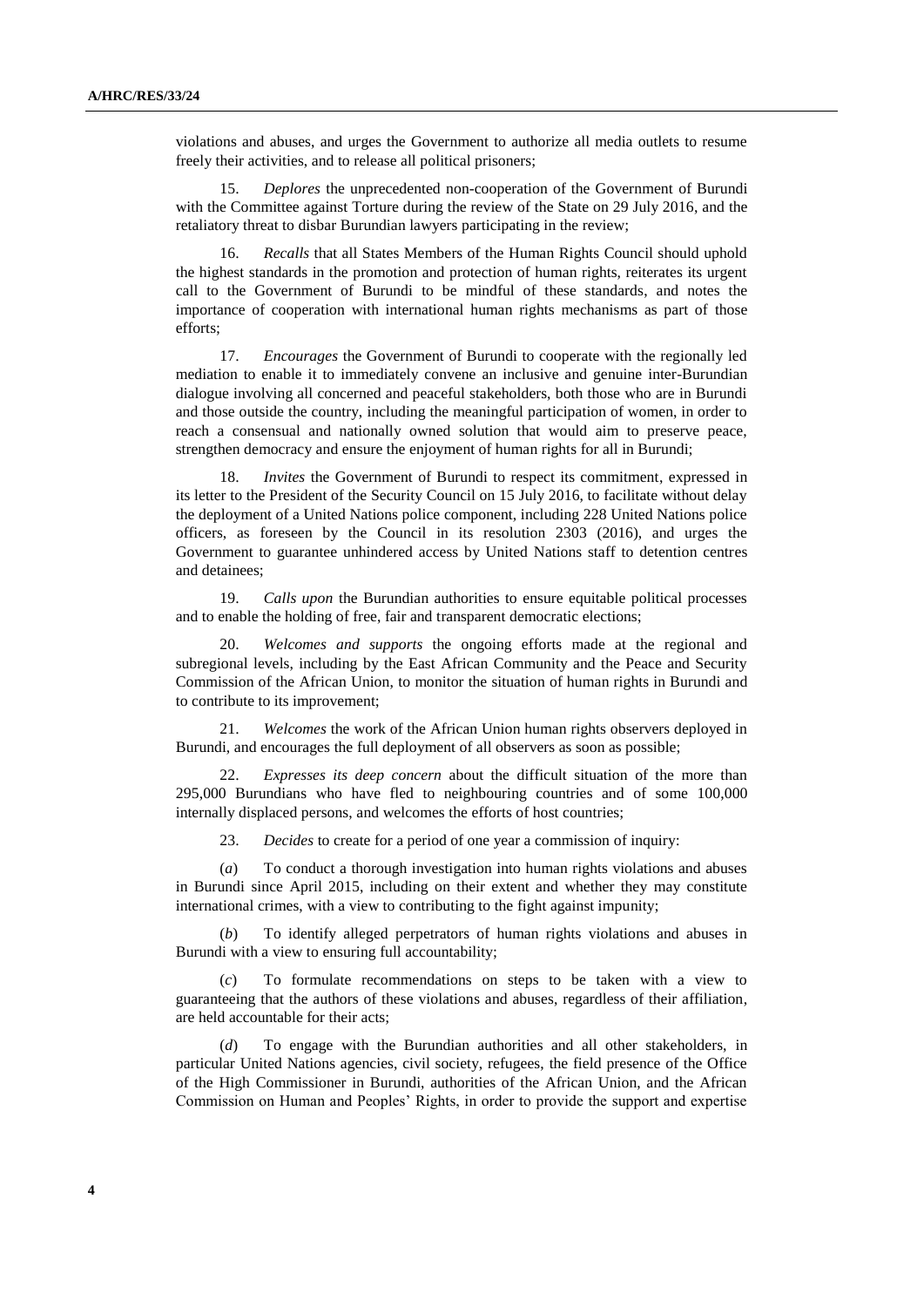violations and abuses, and urges the Government to authorize all media outlets to resume freely their activities, and to release all political prisoners;

15. *Deplores* the unprecedented non-cooperation of the Government of Burundi with the Committee against Torture during the review of the State on 29 July 2016, and the retaliatory threat to disbar Burundian lawyers participating in the review;

16. *Recalls* that all States Members of the Human Rights Council should uphold the highest standards in the promotion and protection of human rights, reiterates its urgent call to the Government of Burundi to be mindful of these standards, and notes the importance of cooperation with international human rights mechanisms as part of those efforts;

17. *Encourages* the Government of Burundi to cooperate with the regionally led mediation to enable it to immediately convene an inclusive and genuine inter-Burundian dialogue involving all concerned and peaceful stakeholders, both those who are in Burundi and those outside the country, including the meaningful participation of women, in order to reach a consensual and nationally owned solution that would aim to preserve peace, strengthen democracy and ensure the enjoyment of human rights for all in Burundi;

18. *Invites* the Government of Burundi to respect its commitment, expressed in its letter to the President of the Security Council on 15 July 2016, to facilitate without delay the deployment of a United Nations police component, including 228 United Nations police officers, as foreseen by the Council in its resolution 2303 (2016), and urges the Government to guarantee unhindered access by United Nations staff to detention centres and detainees;

19. *Calls upon* the Burundian authorities to ensure equitable political processes and to enable the holding of free, fair and transparent democratic elections;

20. *Welcomes and supports* the ongoing efforts made at the regional and subregional levels, including by the East African Community and the Peace and Security Commission of the African Union, to monitor the situation of human rights in Burundi and to contribute to its improvement;

21. *Welcomes* the work of the African Union human rights observers deployed in Burundi, and encourages the full deployment of all observers as soon as possible;

22. *Expresses its deep concern* about the difficult situation of the more than 295,000 Burundians who have fled to neighbouring countries and of some 100,000 internally displaced persons, and welcomes the efforts of host countries;

23. *Decides* to create for a period of one year a commission of inquiry:

(*a*) To conduct a thorough investigation into human rights violations and abuses in Burundi since April 2015, including on their extent and whether they may constitute international crimes, with a view to contributing to the fight against impunity;

(*b*) To identify alleged perpetrators of human rights violations and abuses in Burundi with a view to ensuring full accountability;

(*c*) To formulate recommendations on steps to be taken with a view to guaranteeing that the authors of these violations and abuses, regardless of their affiliation, are held accountable for their acts;

(*d*) To engage with the Burundian authorities and all other stakeholders, in particular United Nations agencies, civil society, refugees, the field presence of the Office of the High Commissioner in Burundi, authorities of the African Union, and the African Commission on Human and Peoples' Rights, in order to provide the support and expertise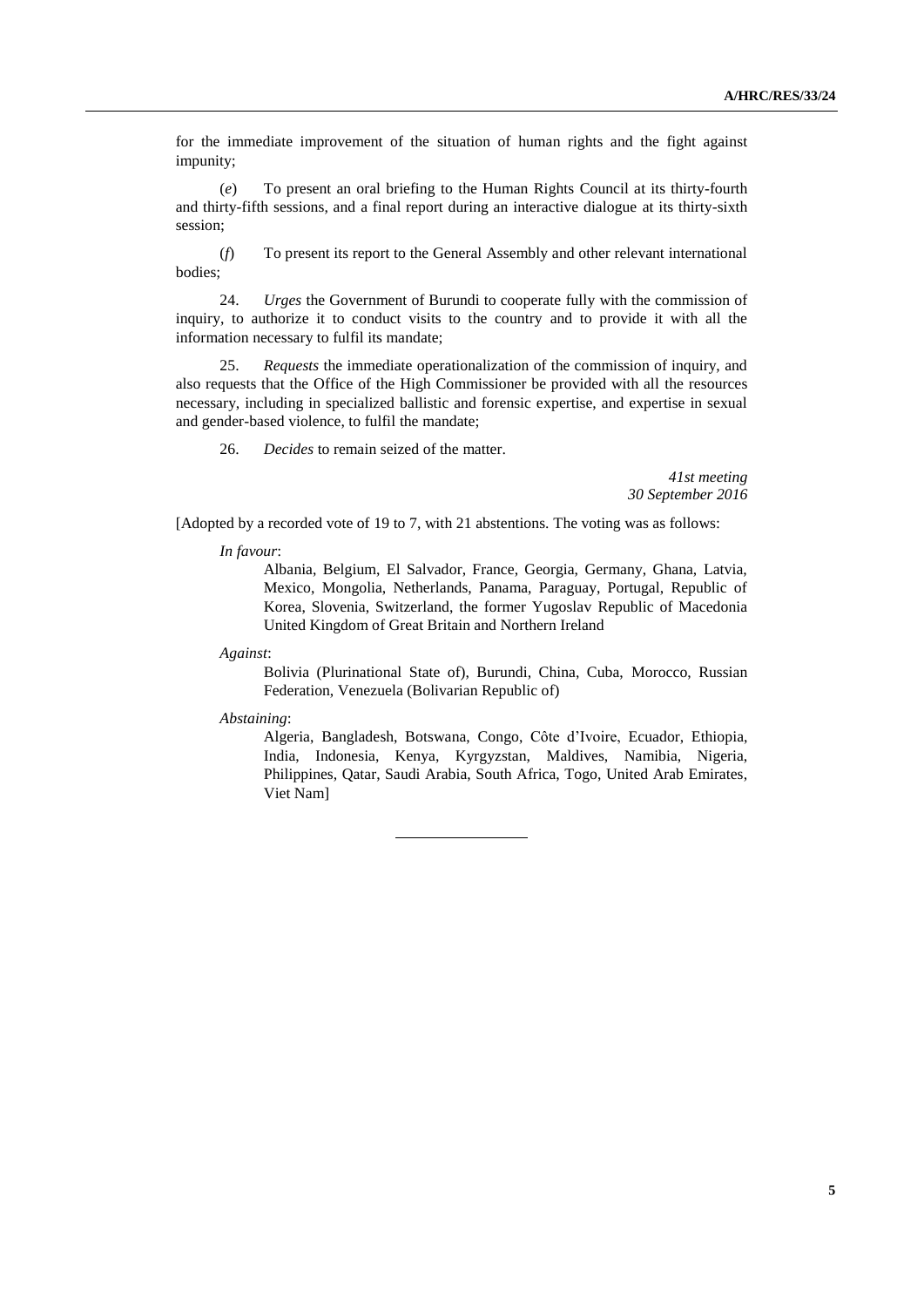for the immediate improvement of the situation of human rights and the fight against impunity;

(*e*) To present an oral briefing to the Human Rights Council at its thirty-fourth and thirty-fifth sessions, and a final report during an interactive dialogue at its thirty-sixth session;

(*f*) To present its report to the General Assembly and other relevant international bodies;

24. *Urges* the Government of Burundi to cooperate fully with the commission of inquiry, to authorize it to conduct visits to the country and to provide it with all the information necessary to fulfil its mandate;

25. *Requests* the immediate operationalization of the commission of inquiry, and also requests that the Office of the High Commissioner be provided with all the resources necessary, including in specialized ballistic and forensic expertise, and expertise in sexual and gender-based violence, to fulfil the mandate;

26. *Decides* to remain seized of the matter.

*41st meeting*
*30 September 2016*

[Adopted by a recorded vote of 19 to 7, with 21 abstentions. The voting was as follows:

*In favour*:

Albania, Belgium, El Salvador, France, Georgia, Germany, Ghana, Latvia, Mexico, Mongolia, Netherlands, Panama, Paraguay, Portugal, Republic of Korea, Slovenia, Switzerland, the former Yugoslav Republic of Macedonia United Kingdom of Great Britain and Northern Ireland

*Against*:

Bolivia (Plurinational State of), Burundi, China, Cuba, Morocco, Russian Federation, Venezuela (Bolivarian Republic of)

*Abstaining*:

Algeria, Bangladesh, Botswana, Congo, Côte d'Ivoire, Ecuador, Ethiopia, India, Indonesia, Kenya, Kyrgyzstan, Maldives, Namibia, Nigeria, Philippines, Qatar, Saudi Arabia, South Africa, Togo, United Arab Emirates, Viet Nam]